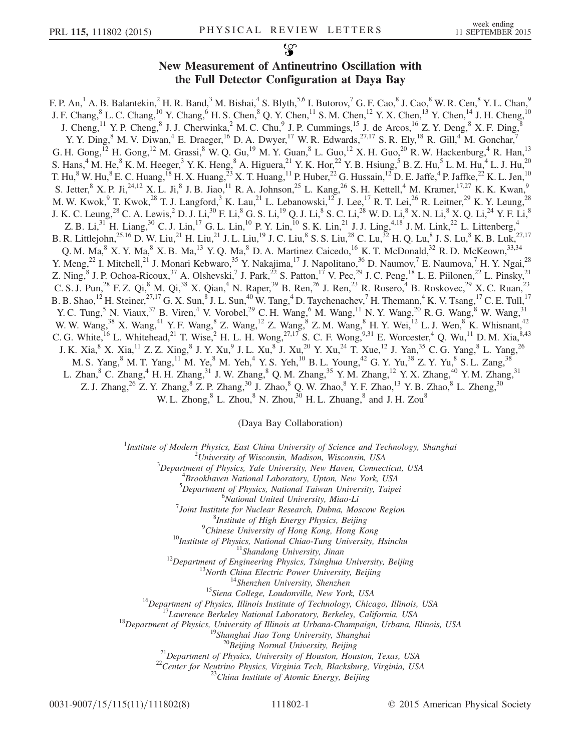# New Measurement of Antineutrino Oscillation with the Full Detector Configuration at Daya Bay

F. P. An,[1] A. B. Balantekin,[2] H. R. Band,[3] M. Bishai,[4] S. Blyth,[5,6] I. Butorov,[7] G. F. Cao,[8] J. Cao,[8] W. R. Cen,[8] Y. L. Chan,[9] J. F. Chang,[8] L. C. Chang,[10] Y. Chang,[6] H. S. Chen,[8] Q. Y. Chen,[11] S. M. Chen,[12] Y. X. Chen,[13] Y. Chen,[14] J. H. Cheng,[10] J. Cheng,[11] Y. P. Cheng,[8] J. J. Cherwinka,[2] M. C. Chu,[9] J. P. Cummings,[15] J. de Arcos,[16] Z. Y. Deng,[8] X. F. Ding,[8] Y. Y. Ding,[8] M. V. Diwan,[4] E. Draeger,[16] D. A. Dwyer,[17] W. R. Edwards,[27,17] S. R. Ely,[18] R. Gill,[4] M. Gonchar,[7] G. H. Gong,[12] H. Gong,[12] M. Grassi,[8] W. Q. Gu,[19] M. Y. Guan,[8] L. Guo,[12] X. H. Guo,[20] R. W. Hackenburg,[4] R. Han,[13] S. Hans,[4] M. He,[8] K. M. Heeger,[3] Y. K. Heng,[8] A. Higuera,[21] Y. K. Hor,[22] Y. B. Hsiung,[5] B. Z. Hu,[5] L. M. Hu,[4] L. J. Hu,[20] T. Hu,[8] W. Hu,[8] E. C. Huang,[18] H. X. Huang,[23] X. T. Huang,[11] P. Huber,[22] G. Hussain,[12] D. E. Jaffe,[4] P. Jaffke,[22] K. L. Jen,[10] S. Jetter,[8] X. P. Ji,[24,12] X. L. Ji,[8] J. B. Jiao,[11] R. A. Johnson,[25] L. Kang,[26] S. H. Kettell,[4] M. Kramer,[17,27] K. K. Kwan,[9] M. W. Kwok,[9] T. Kwok,[28] T. J. Langford,[3] K. Lau,[21] L. Lebanowski,[12] J. Lee,[17] R. T. Lei,[26] R. Leitner,[29] K. Y. Leung,[28] J. K. C. Leung,[28] C. A. Lewis,[2] D. J. Li,[30] F. Li,[8] G. S. Li,[19] Q. J. Li,[8] S. C. Li,[28] W. D. Li,[8] X. N. Li,[8] X. Q. Li,[24] Y. F. Li,[8] Z. B. Li,[31] H. Liang,[30] C. J. Lin,[17] G. L. Lin,[10] P. Y. Lin,[10] S. K. Lin,[21] J. J. Ling,[4,18] J. M. Link,[22] L. Littenberg,[4] B. R. Littlejohn,[25,16] D. W. Liu,[21] H. Liu,[21] J. L. Liu,[19] J. C. Liu,[8] S. S. Liu,[28] C. Lu,[32] H. Q. Lu,[8] J. S. Lu,[8] K. B. Luk,[27,17] Q. M. Ma,[8] X. Y. Ma,[8] X. B. Ma,[13] Y. Q. Ma,[8] D. A. Martinez Caicedo,[16] K. T. McDonald,[32] R. D. McKeown,[33,34] Y. Meng,[22] I. Mitchell,[21] J. Monari Kebwaro,[35] Y. Nakajima,[17] J. Napolitano,[36] D. Naumov,[7] E. Naumova,[7] H. Y. Ngai,[28] Z. Ning,[8] J. P. Ochoa-Ricoux,[37] A. Olshevski,[7] J. Park,[22] S. Patton,[17] V. Pec,[29] J. C. Peng,[18] L. E. Piilonen,[22] L. Pinsky,[21] C. S. J. Pun,[28] F. Z. Qi,[8] M. Qi,[38] X. Qian,[4] N. Raper,[39] B. Ren,[26] J. Ren,[23] R. Rosero,[4] B. Roskovec,[29] X. C. Ruan,[23] B. B. Shao,[12] H. Steiner,[27,17] G. X. Sun,[8] J. L. Sun,[40] W. Tang,[4] D. Taychenachev,[7] H. Themann,[4] K. V. Tsang,[17] C. E. Tull,[17] Y. C. Tung,[5] N. Viaux,[37] B. Viren,[4] V. Vorobel,[29] C. H. Wang,[6] M. Wang,[11] N. Y. Wang,[20] R. G. Wang,[8] W. Wang,[31] W. W. Wang,[38] X. Wang,[41] Y. F. Wang,[8] Z. Wang,[12] Z. Wang,[8] Z. M. Wang,[8] H. Y. Wei,[12] L. J. Wen,[8] K. Whisnant,[42] C. G. White,[16] L. Whitehead,[21] T. Wise,[2] H. L. H. Wong,[27,17] S. C. F. Wong,[9,31] E. Worcester,[4] Q. Wu,[11] D. M. Xia,[8,43] J. K. Xia,[8] X. Xia,[11] Z. Z. Xing,[8] J. Y. Xu,[9] J. L. Xu,[8] J. Xu,[20] Y. Xu,[24] T. Xue,[12] J. Yan,[35] C. G. Yang,[8] L. Yang,[26] M. S. Yang,[8] M. T. Yang,[11] M. Ye,[8] M. Yeh,[4] Y. S. Yeh,[10] B. L. Young,[42] G. Y. Yu,[38] Z. Y. Yu,[8] S. L. Zang,[38] L. Zhan,[8] C. Zhang,[4] H. H. Zhang,[31] J. W. Zhang,[8] Q. M. Zhang,[35] Y. M. Zhang,[12] Y. X. Zhang,[40] Y. M. Zhang,[31] Z. J. Zhang,[26] Z. Y. Zhang,[8] Z. P. Zhang,[30] J. Zhao,[8] Q. W. Zhao,[8] Y. F. Zhao,[13] Y. B. Zhao,[8] L. Zheng,[30] W. L. Zhong,[8] L. Zhou,[8] N. Zhou,[30] H. L. Zhuang,[8] and J. H. Zou[8]

(Daya Bay Collaboration)

[1] *Institute of Modern Physics, East China University of Science and Technology, Shanghai*
[2] *University of Wisconsin, Madison, Wisconsin, USA*
[3] *Department of Physics, Yale University, New Haven, Connecticut, USA*
[4] *Brookhaven National Laboratory, Upton, New York, USA*
[5] *Department of Physics, National Taiwan University, Taipei*
[6] *National United University, Miao-Li*
[7] *Joint Institute for Nuclear Research, Dubna, Moscow Region*
[8] *Institute of High Energy Physics, Beijing*
[9] *Chinese University of Hong Kong, Hong Kong*
[10] *Institute of Physics, National Chiao-Tung University, Hsinchu*
[11] *Shandong University, Jinan*
[12] *Department of Engineering Physics, Tsinghua University, Beijing*
[13] *North China Electric Power University, Beijing*
[14] *Shenzhen University, Shenzhen*
[15] *Siena College, Loudonville, New York, USA*
[16] *Department of Physics, Illinois Institute of Technology, Chicago, Illinois, USA*
[17] *Lawrence Berkeley National Laboratory, Berkeley, California, USA*
[18] *Department of Physics, University of Illinois at Urbana-Champaign, Urbana, Illinois, USA*
[19] *Shanghai Jiao Tong University, Shanghai*
[20] *Beijing Normal University, Beijing*
[21] *Department of Physics, University of Houston, Houston, Texas, USA*
[22] *Center for Neutrino Physics, Virginia Tech, Blacksburg, Virginia, USA*
[23] *China Institute of Atomic Energy, Beijing*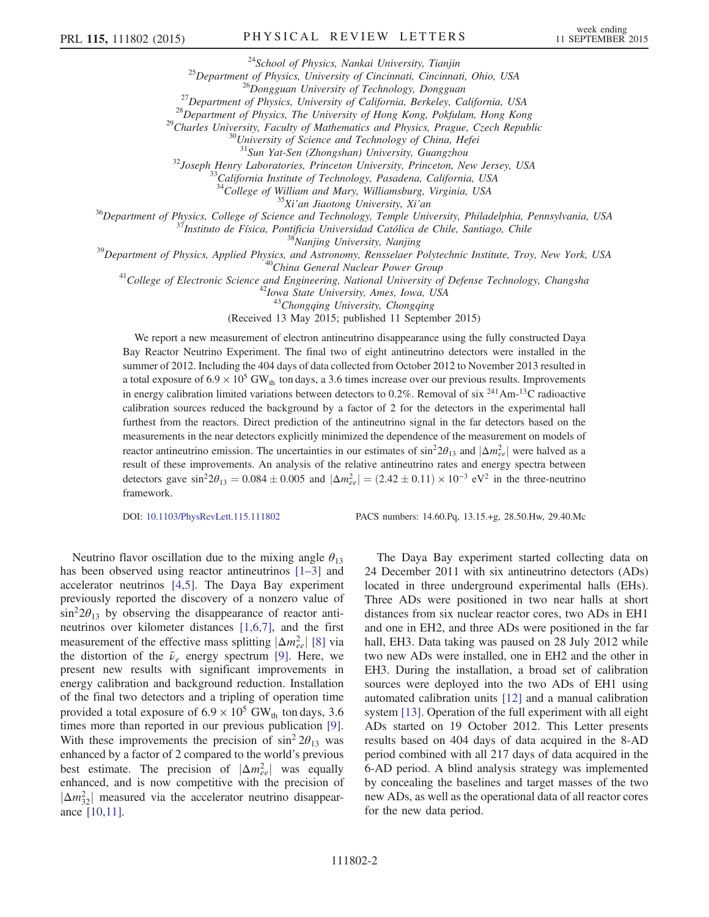[24]School of Physics, Nankai University, Tianjin
[25]Department of Physics, University of Cincinnati, Cincinnati, Ohio, USA
[26]Dongguan University of Technology, Dongguan
[27]Department of Physics, University of California, Berkeley, California, USA
[28]Department of Physics, The University of Hong Kong, Pokfulam, Hong Kong
[29]Charles University, Faculty of Mathematics and Physics, Prague, Czech Republic
[30]University of Science and Technology of China, Hefei
[31]Sun Yat-Sen (Zhongshan) University, Guangzhou
[32]Joseph Henry Laboratories, Princeton University, Princeton, New Jersey, USA
[33]California Institute of Technology, Pasadena, California, USA
[34]College of William and Mary, Williamsburg, Virginia, USA
[35]Xi'an Jiaotong University, Xi'an
[36]Department of Physics, College of Science and Technology, Temple University, Philadelphia, Pennsylvania, USA
[37]Instituto de Física, Pontificia Universidad Católica de Chile, Santiago, Chile
[38]Nanjing University, Nanjing
[39]Department of Physics, Applied Physics, and Astronomy, Rensselaer Polytechnic Institute, Troy, New York, USA
[40]China General Nuclear Power Group
[41]College of Electronic Science and Engineering, National University of Defense Technology, Changsha
[42]Iowa State University, Ames, Iowa, USA
[43]Chongqing University, Chongqing

(Received 13 May 2015; published 11 September 2015)

We report a new measurement of electron antineutrino disappearance using the fully constructed Daya Bay Reactor Neutrino Experiment. The final two of eight antineutrino detectors were installed in the summer of 2012. Including the 404 days of data collected from October 2012 to November 2013 resulted in a total exposure of $6.9 \times 10^5$ $\mathrm{GW_{th}}$ ton days, a 3.6 times increase over our previous results. Improvements in energy calibration limited variations between detectors to 0.2%. Removal of six $^{241}$Am-$^{13}$C radioactive calibration sources reduced the background by a factor of 2 for the detectors in the experimental hall furthest from the reactors. Direct prediction of the antineutrino signal in the far detectors based on the measurements in the near detectors explicitly minimized the dependence of the measurement on models of reactor antineutrino emission. The uncertainties in our estimates of $\sin^2 2\theta_{13}$ and $|\Delta m^2_{ee}|$ were halved as a result of these improvements. An analysis of the relative antineutrino rates and energy spectra between detectors gave $\sin^2 2\theta_{13} = 0.084 \pm 0.005$ and $|\Delta m^2_{ee}| = (2.42 \pm 0.11) \times 10^{-3}$ eV$^2$ in the three-neutrino framework.

DOI: 10.1103/PhysRevLett.115.111802 PACS numbers: 14.60.Pq, 13.15.+g, 28.50.Hw, 29.40.Mc

Neutrino flavor oscillation due to the mixing angle $\theta_{13}$ has been observed using reactor antineutrinos [1–3] and accelerator neutrinos [4,5]. The Daya Bay experiment previously reported the discovery of a nonzero value of $\sin^2 2\theta_{13}$ by observing the disappearance of reactor antineutrinos over kilometer distances [1,6,7], and the first measurement of the effective mass splitting $|\Delta m^2_{ee}|$ [8] via the distortion of the $\bar{\nu}_e$ energy spectrum [9]. Here, we present new results with significant improvements in energy calibration and background reduction. Installation of the final two detectors and a tripling of operation time provided a total exposure of $6.9 \times 10^5$ $\mathrm{GW_{th}}$ ton days, 3.6 times more than reported in our previous publication [9]. With these improvements the precision of $\sin^2 2\theta_{13}$ was enhanced by a factor of 2 compared to the world's previous best estimate. The precision of $|\Delta m^2_{ee}|$ was equally enhanced, and is now competitive with the precision of $|\Delta m^2_{32}|$ measured via the accelerator neutrino disappearance [10,11].

The Daya Bay experiment started collecting data on 24 December 2011 with six antineutrino detectors (ADs) located in three underground experimental halls (EHs). Three ADs were positioned in two near halls at short distances from six nuclear reactor cores, two ADs in EH1 and one in EH2, and three ADs were positioned in the far hall, EH3. Data taking was paused on 28 July 2012 while two new ADs were installed, one in EH2 and the other in EH3. During the installation, a broad set of calibration sources were deployed into the two ADs of EH1 using automated calibration units [12] and a manual calibration system [13]. Operation of the full experiment with all eight ADs started on 19 October 2012. This Letter presents results based on 404 days of data acquired in the 8-AD period combined with all 217 days of data acquired in the 6-AD period. A blind analysis strategy was implemented by concealing the baselines and target masses of the two new ADs, as well as the operational data of all reactor cores for the new data period.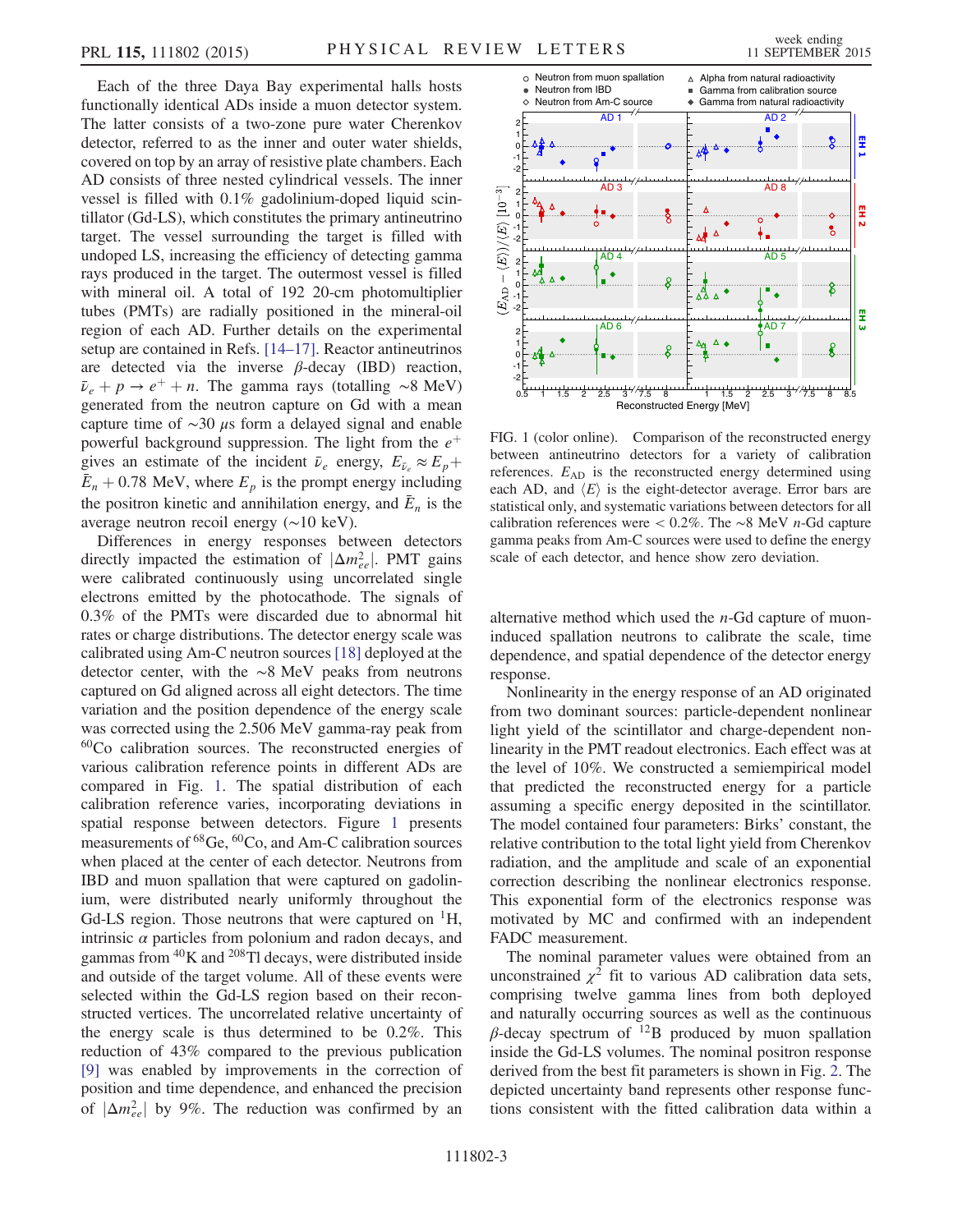Each of the three Daya Bay experimental halls hosts functionally identical ADs inside a muon detector system. The latter consists of a two-zone pure water Cherenkov detector, referred to as the inner and outer water shields, covered on top by an array of resistive plate chambers. Each AD consists of three nested cylindrical vessels. The inner vessel is filled with 0.1% gadolinium-doped liquid scintillator (Gd-LS), which constitutes the primary antineutrino target. The vessel surrounding the target is filled with undoped LS, increasing the efficiency of detecting gamma rays produced in the target. The outermost vessel is filled with mineral oil. A total of 192 20-cm photomultiplier tubes (PMTs) are radially positioned in the mineral-oil region of each AD. Further details on the experimental setup are contained in Refs. [14–17]. Reactor antineutrinos are detected via the inverse $\beta$-decay (IBD) reaction, $\bar{\nu}_e + p \to e^+ + n$. The gamma rays (totalling $\sim$8 MeV) generated from the neutron capture on Gd with a mean capture time of $\sim$30 $\mu$s form a delayed signal and enable powerful background suppression. The light from the $e^+$ gives an estimate of the incident $\bar{\nu}_e$ energy, $E_{\bar{\nu}_e} \approx E_p + \bar{E}_n + 0.78$ MeV, where $E_p$ is the prompt energy including the positron kinetic and annihilation energy, and $\bar{E}_n$ is the average neutron recoil energy ($\sim$10 keV).

Differences in energy responses between detectors directly impacted the estimation of $|\Delta m^2_{ee}|$. PMT gains were calibrated continuously using uncorrelated single electrons emitted by the photocathode. The signals of 0.3% of the PMTs were discarded due to abnormal hit rates or charge distributions. The detector energy scale was calibrated using Am-C neutron sources [18] deployed at the detector center, with the $\sim$8 MeV peaks from neutrons captured on Gd aligned across all eight detectors. The time variation and the position dependence of the energy scale was corrected using the 2.506 MeV gamma-ray peak from $^{60}$Co calibration sources. The reconstructed energies of various calibration reference points in different ADs are compared in Fig. 1. The spatial distribution of each calibration reference varies, incorporating deviations in spatial response between detectors. Figure 1 presents measurements of $^{68}$Ge, $^{60}$Co, and Am-C calibration sources when placed at the center of each detector. Neutrons from IBD and muon spallation that were captured on gadolinium, were distributed nearly uniformly throughout the Gd-LS region. Those neutrons that were captured on $^{1}$H, intrinsic $\alpha$ particles from polonium and radon decays, and gammas from $^{40}$K and $^{208}$Tl decays, were distributed inside and outside of the target volume. All of these events were selected within the Gd-LS region based on their reconstructed vertices. The uncorrelated relative uncertainty of the energy scale is thus determined to be 0.2%. This reduction of 43% compared to the previous publication [9] was enabled by improvements in the correction of position and time dependence, and enhanced the precision of $|\Delta m^2_{ee}|$ by 9%. The reduction was confirmed by an alternative method which used the $n$-Gd capture of muon-induced spallation neutrons to calibrate the scale, time dependence, and spatial dependence of the detector energy response.

FIG. 1 (color online). Comparison of the reconstructed energy between antineutrino detectors for a variety of calibration references. $E_{\mathrm{AD}}$ is the reconstructed energy determined using each AD, and $\langle E \rangle$ is the eight-detector average. Error bars are statistical only, and systematic variations between detectors for all calibration references were < 0.2%. The $\sim$8 MeV $n$-Gd capture gamma peaks from Am-C sources were used to define the energy scale of each detector, and hence show zero deviation.

Nonlinearity in the energy response of an AD originated from two dominant sources: particle-dependent nonlinear light yield of the scintillator and charge-dependent nonlinearity in the PMT readout electronics. Each effect was at the level of 10%. We constructed a semiempirical model that predicted the reconstructed energy for a particle assuming a specific energy deposited in the scintillator. The model contained four parameters: Birks' constant, the relative contribution to the total light yield from Cherenkov radiation, and the amplitude and scale of an exponential correction describing the nonlinear electronics response. This exponential form of the electronics response was motivated by MC and confirmed with an independent FADC measurement.

The nominal parameter values were obtained from an unconstrained $\chi^2$ fit to various AD calibration data sets, comprising twelve gamma lines from both deployed and naturally occurring sources as well as the continuous $\beta$-decay spectrum of $^{12}$B produced by muon spallation inside the Gd-LS volumes. The nominal positron response derived from the best fit parameters is shown in Fig. 2. The depicted uncertainty band represents other response functions consistent with the fitted calibration data within a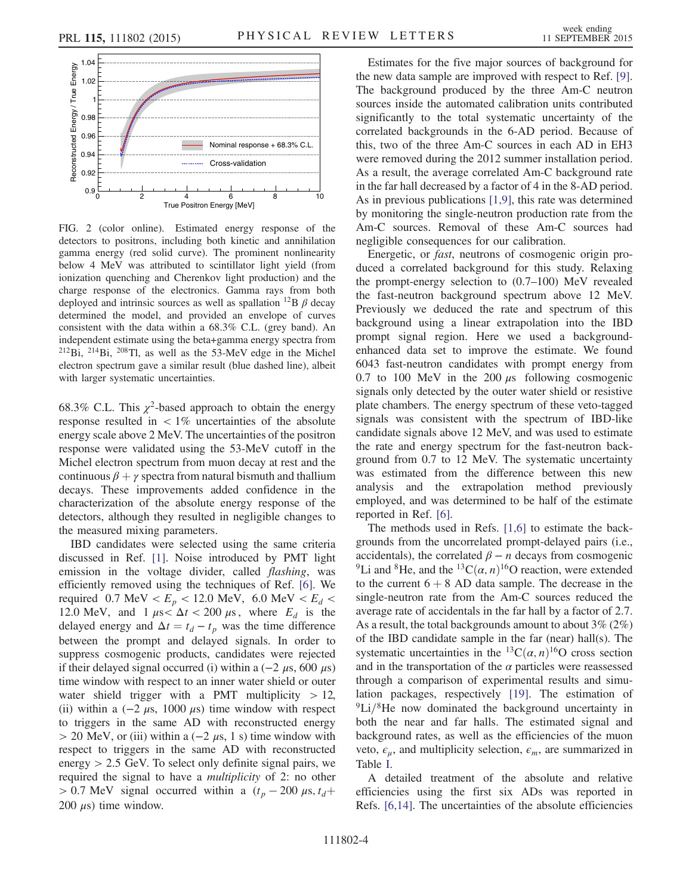FIG. 2 (color online). Estimated energy response of the detectors to positrons, including both kinetic and annihilation gamma energy (red solid curve). The prominent nonlinearity below 4 MeV was attributed to scintillator light yield (from ionization quenching and Cherenkov light production) and the charge response of the electronics. Gamma rays from both deployed and intrinsic sources as well as spallation $^{12}B$ $\beta$ decay determined the model, and provided an envelope of curves consistent with the data within a 68.3% C.L. (grey band). An independent estimate using the beta+gamma energy spectra from $^{212}Bi$, $^{214}Bi$, $^{208}Tl$, as well as the 53-MeV edge in the Michel electron spectrum gave a similar result (blue dashed line), albeit with larger systematic uncertainties.

68.3% C.L. This $\chi^2$-based approach to obtain the energy response resulted in $< 1\%$ uncertainties of the absolute energy scale above 2 MeV. The uncertainties of the positron response were validated using the 53-MeV cutoff in the Michel electron spectrum from muon decay at rest and the continuous $\beta + \gamma$ spectra from natural bismuth and thallium decays. These improvements added confidence in the characterization of the absolute energy response of the detectors, although they resulted in negligible changes to the measured mixing parameters.

IBD candidates were selected using the same criteria discussed in Ref. [1]. Noise introduced by PMT light emission in the voltage divider, called *flashing*, was efficiently removed using the techniques of Ref. [6]. We required $0.7\ \text{MeV} < E_p < 12.0\ \text{MeV}$, $6.0\ \text{MeV} < E_d < 12.0\ \text{MeV}$, and $1\ \mu\text{s} < \Delta t < 200\ \mu\text{s}$, where $E_d$ is the delayed energy and $\Delta t = t_d - t_p$ was the time difference between the prompt and delayed signals. In order to suppress cosmogenic products, candidates were rejected if their delayed signal occurred (i) within a $(-2\ \mu\text{s}, 600\ \mu\text{s})$ time window with respect to an inner water shield or outer water shield trigger with a PMT multiplicity $> 12$, (ii) within a $(-2\ \mu\text{s}, 1000\ \mu\text{s})$ time window with respect to triggers in the same AD with reconstructed energy $> 20$ MeV, or (iii) within a $(-2\ \mu\text{s}, 1\ \text{s})$ time window with respect to triggers in the same AD with reconstructed energy $> 2.5$ GeV. To select only definite signal pairs, we required the signal to have a *multiplicity* of 2: no other $> 0.7$ MeV signal occurred within a $(t_p - 200\ \mu\text{s}, t_d + 200\ \mu\text{s})$ time window.

Estimates for the five major sources of background for the new data sample are improved with respect to Ref. [9]. The background produced by the three Am-C neutron sources inside the automated calibration units contributed significantly to the total systematic uncertainty of the correlated backgrounds in the 6-AD period. Because of this, two of the three Am-C sources in each AD in EH3 were removed during the 2012 summer installation period. As a result, the average correlated Am-C background rate in the far hall decreased by a factor of 4 in the 8-AD period. As in previous publications [1,9], this rate was determined by monitoring the single-neutron production rate from the Am-C sources. Removal of these Am-C sources had negligible consequences for our calibration.

Energetic, or *fast*, neutrons of cosmogenic origin produced a correlated background for this study. Relaxing the prompt-energy selection to (0.7–100) MeV revealed the fast-neutron background spectrum above 12 MeV. Previously we deduced the rate and spectrum of this background using a linear extrapolation into the IBD prompt signal region. Here we used a background-enhanced data set to improve the estimate. We found 6043 fast-neutron candidates with prompt energy from 0.7 to 100 MeV in the 200 $\mu$s following cosmogenic signals only detected by the outer water shield or resistive plate chambers. The energy spectrum of these veto-tagged signals was consistent with the spectrum of IBD-like candidate signals above 12 MeV, and was used to estimate the rate and energy spectrum for the fast-neutron background from 0.7 to 12 MeV. The systematic uncertainty was estimated from the difference between this new analysis and the extrapolation method previously employed, and was determined to be half of the estimate reported in Ref. [6].

The methods used in Refs. [1,6] to estimate the backgrounds from the uncorrelated prompt-delayed pairs (i.e., accidentals), the correlated $\beta - n$ decays from cosmogenic $^{9}Li$ and $^{8}He$, and the $^{13}C(\alpha, n)^{16}O$ reaction, were extended to the current $6 + 8$ AD data sample. The decrease in the single-neutron rate from the Am-C sources reduced the average rate of accidentals in the far hall by a factor of 2.7. As a result, the total backgrounds amount to about 3% (2%) of the IBD candidate sample in the far (near) hall(s). The systematic uncertainties in the $^{13}C(\alpha, n)^{16}O$ cross section and in the transportation of the $\alpha$ particles were reassessed through a comparison of experimental results and simulation packages, respectively [19]. The estimation of $^{9}Li/^{8}He$ now dominated the background uncertainty in both the near and far halls. The estimated signal and background rates, as well as the efficiencies of the muon veto, $\epsilon_\mu$, and multiplicity selection, $\epsilon_m$, are summarized in Table I.

A detailed treatment of the absolute and relative efficiencies using the first six ADs was reported in Refs. [6,14]. The uncertainties of the absolute efficiencies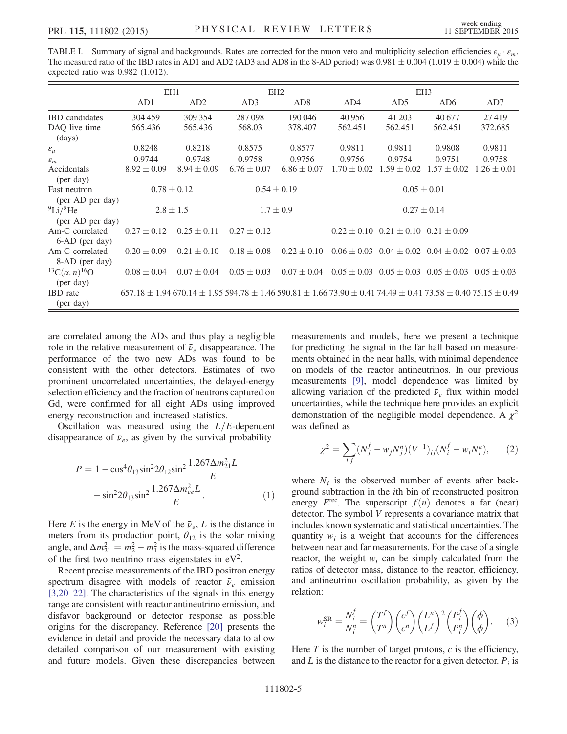TABLE I. Summary of signal and backgrounds. Rates are corrected for the muon veto and multiplicity selection efficiencies $\varepsilon_\mu \cdot \varepsilon_m$. The measured ratio of the IBD rates in AD1 and AD2 (AD3 and AD8 in the 8-AD period) was $0.981 \pm 0.004$ ($1.019 \pm 0.004$) while the expected ratio was 0.982 (1.012).

| | EH1 | | EH2 | | EH3 | | | |
|---|---|---|---|---|---|---|---|---|
| | AD1 | AD2 | AD3 | AD8 | AD4 | AD5 | AD6 | AD7 |
| IBD candidates | 304 459 | 309 354 | 287 098 | 190 046 | 40 956 | 41 203 | 40 677 | 27 419 |
| DAQ live time (days) | 565.436 | 565.436 | 568.03 | 378.407 | 562.451 | 562.451 | 562.451 | 372.685 |
| $\varepsilon_\mu$ | 0.8248 | 0.8218 | 0.8575 | 0.8577 | 0.9811 | 0.9811 | 0.9808 | 0.9811 |
| $\varepsilon_m$ | 0.9744 | 0.9748 | 0.9758 | 0.9756 | 0.9756 | 0.9754 | 0.9751 | 0.9758 |
| Accidentals (per day) | $8.92 \pm 0.09$ | $8.94 \pm 0.09$ | $6.76 \pm 0.07$ | $6.86 \pm 0.07$ | $1.70 \pm 0.02$ | $1.59 \pm 0.02$ | $1.57 \pm 0.02$ | $1.26 \pm 0.01$ |
| Fast neutron (per AD per day) | $0.78 \pm 0.12$ | | $0.54 \pm 0.19$ | | $0.05 \pm 0.01$ | | | |
| $^{9}$Li/$^{8}$He (per AD per day) | $2.8 \pm 1.5$ | | $1.7 \pm 0.9$ | | $0.27 \pm 0.14$ | | | |
| Am-C correlated 6-AD (per day) | $0.27 \pm 0.12$ | $0.25 \pm 0.11$ | $0.27 \pm 0.12$ | | $0.22 \pm 0.10$ | $0.21 \pm 0.10$ | $0.21 \pm 0.09$ | |
| Am-C correlated 8-AD (per day) | $0.20 \pm 0.09$ | $0.21 \pm 0.10$ | $0.18 \pm 0.08$ | $0.22 \pm 0.10$ | $0.06 \pm 0.03$ | $0.04 \pm 0.02$ | $0.04 \pm 0.02$ | $0.07 \pm 0.03$ |
| $^{13}$C$(\alpha, n)^{16}$O (per day) | $0.08 \pm 0.04$ | $0.07 \pm 0.04$ | $0.05 \pm 0.03$ | $0.07 \pm 0.04$ | $0.05 \pm 0.03$ | $0.05 \pm 0.03$ | $0.05 \pm 0.03$ | $0.05 \pm 0.03$ |
| IBD rate (per day) | $657.18 \pm 1.94$ | $670.14 \pm 1.95$ | $594.78 \pm 1.46$ | $590.81 \pm 1.66$ | $73.90 \pm 0.41$ | $74.49 \pm 0.41$ | $73.58 \pm 0.40$ | $75.15 \pm 0.49$ |

are correlated among the ADs and thus play a negligible role in the relative measurement of $\bar{\nu}_e$ disappearance. The performance of the two new ADs was found to be consistent with the other detectors. Estimates of two prominent uncorrelated uncertainties, the delayed-energy selection efficiency and the fraction of neutrons captured on Gd, were confirmed for all eight ADs using improved energy reconstruction and increased statistics.

Oscillation was measured using the $L/E$-dependent disappearance of $\bar{\nu}_e$, as given by the survival probability

$$P = 1 - \cos^4\theta_{13}\sin^2 2\theta_{12}\sin^2 \frac{1.267\Delta m^2_{21} L}{E} - \sin^2 2\theta_{13}\sin^2 \frac{1.267\Delta m^2_{ee} L}{E}. \quad (1)$$

Here $E$ is the energy in MeV of the $\bar{\nu}_e$, $L$ is the distance in meters from its production point, $\theta_{12}$ is the solar mixing angle, and $\Delta m^2_{21} = m^2_2 - m^2_1$ is the mass-squared difference of the first two neutrino mass eigenstates in eV$^2$.

Recent precise measurements of the IBD positron energy spectrum disagree with models of reactor $\bar{\nu}_e$ emission [3,20–22]. The characteristics of the signals in this energy range are consistent with reactor antineutrino emission, and disfavor background or detector response as possible origins for the discrepancy. Reference [20] presents the evidence in detail and provide the necessary data to allow detailed comparison of our measurement with existing and future models. Given these discrepancies between measurements and models, here we present a technique for predicting the signal in the far hall based on measurements obtained in the near halls, with minimal dependence on models of the reactor antineutrinos. In our previous measurements [9], model dependence was limited by allowing variation of the predicted $\bar{\nu}_e$ flux within model uncertainties, while the technique here provides an explicit demonstration of the negligible model dependence. A $\chi^2$ was defined as

$$\chi^2 = \sum_{i,j} (N^f_j - w_j N^n_j)(V^{-1})_{ij}(N^f_i - w_i N^n_i), \quad (2)$$

where $N_i$ is the observed number of events after background subtraction in the $i$th bin of reconstructed positron energy $E^{\rm rec}$. The superscript $f(n)$ denotes a far (near) detector. The symbol $V$ represents a covariance matrix that includes known systematic and statistical uncertainties. The quantity $w_i$ is a weight that accounts for the differences between near and far measurements. For the case of a single reactor, the weight $w_i$ can be simply calculated from the ratios of detector mass, distance to the reactor, efficiency, and antineutrino oscillation probability, as given by the relation:

$$w^{\rm SR}_i = \frac{N^f_i}{N^n_i} = \left(\frac{T^f}{T^n}\right)\left(\frac{\epsilon^f}{\epsilon^n}\right)\left(\frac{L^n}{L^f}\right)^2\left(\frac{P^f_i}{P^n_i}\right)\left(\frac{\phi}{\phi}\right). \quad (3)$$

Here $T$ is the number of target protons, $\epsilon$ is the efficiency, and $L$ is the distance to the reactor for a given detector. $P_i$ is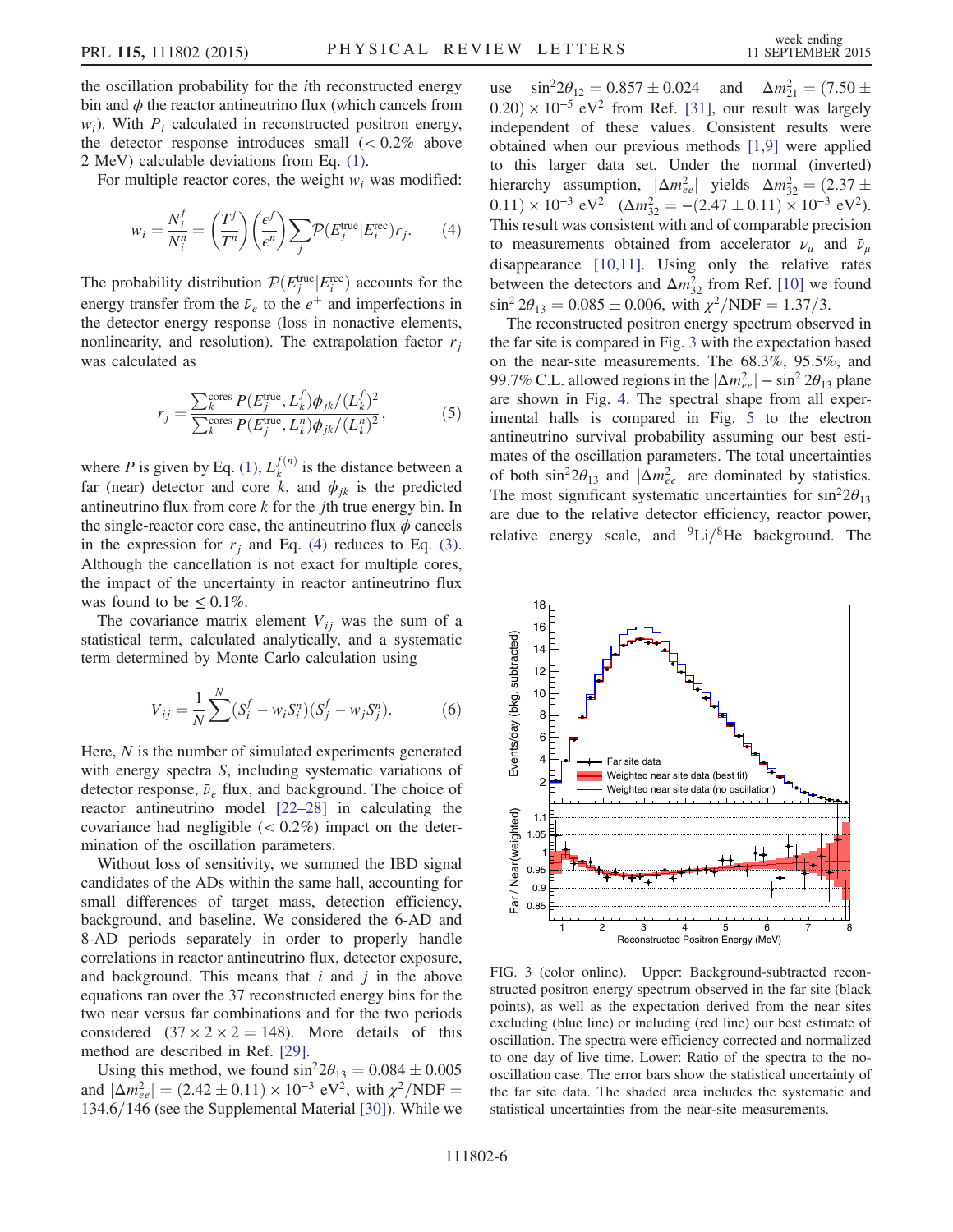the oscillation probability for the $i$th reconstructed energy bin and $\phi$ the reactor antineutrino flux (which cancels from $w_i$). With $P_i$ calculated in reconstructed positron energy, the detector response introduces small ($< 0.2\%$ above 2 MeV) calculable deviations from Eq. (1).

For multiple reactor cores, the weight $w_i$ was modified:

$$w_i = \frac{N_i^f}{N_i^n} = \left(\frac{T^f}{T^n}\right)\left(\frac{\epsilon^f}{\epsilon^n}\right)\sum_j \mathcal{P}(E_j^{\rm true}|E_i^{\rm rec})r_j. \tag{4}$$

The probability distribution $\mathcal{P}(E_j^{\rm true}|E_i^{\rm rec})$ accounts for the energy transfer from the $\bar{\nu}_e$ to the $e^+$ and imperfections in the detector energy response (loss in nonactive elements, nonlinearity, and resolution). The extrapolation factor $r_j$ was calculated as

$$r_j = \frac{\sum_k^{\rm cores} P(E_j^{\rm true}, L_k^f)\phi_{jk}/(L_k^f)^2}{\sum_k^{\rm cores} P(E_j^{\rm true}, L_k^n)\phi_{jk}/(L_k^n)^2}, \tag{5}$$

where $P$ is given by Eq. (1), $L_k^{f(n)}$ is the distance between a far (near) detector and core $k$, and $\phi_{jk}$ is the predicted antineutrino flux from core $k$ for the $j$th true energy bin. In the single-reactor core case, the antineutrino flux $\phi$ cancels in the expression for $r_j$ and Eq. (4) reduces to Eq. (3). Although the cancellation is not exact for multiple cores, the impact of the uncertainty in reactor antineutrino flux was found to be $\leq 0.1\%$.

The covariance matrix element $V_{ij}$ was the sum of a statistical term, calculated analytically, and a systematic term determined by Monte Carlo calculation using

$$V_{ij} = \frac{1}{N}\sum^N (S_i^f - w_i S_i^n)(S_j^f - w_j S_j^n). \tag{6}$$

Here, $N$ is the number of simulated experiments generated with energy spectra $S$, including systematic variations of detector response, $\bar{\nu}_e$ flux, and background. The choice of reactor antineutrino model [22–28] in calculating the covariance had negligible ($< 0.2\%$) impact on the determination of the oscillation parameters.

Without loss of sensitivity, we summed the IBD signal candidates of the ADs within the same hall, accounting for small differences of target mass, detection efficiency, background, and baseline. We considered the 6-AD and 8-AD periods separately in order to properly handle correlations in reactor antineutrino flux, detector exposure, and background. This means that $i$ and $j$ in the above equations ran over the 37 reconstructed energy bins for the two near versus far combinations and for the two periods considered ($37 \times 2 \times 2 = 148$). More details of this method are described in Ref. [29].

Using this method, we found $\sin^2 2\theta_{13} = 0.084 \pm 0.005$ and $|\Delta m_{ee}^2| = (2.42 \pm 0.11) \times 10^{-3}$ eV$^2$, with $\chi^2/\mathrm{NDF} = 134.6/146$ (see the Supplemental Material [30]). While we use $\sin^2 2\theta_{12} = 0.857 \pm 0.024$ and $\Delta m_{21}^2 = (7.50 \pm 0.20) \times 10^{-5}$ eV$^2$ from Ref. [31], our result was largely independent of these values. Consistent results were obtained when our previous methods [1,9] were applied to this larger data set. Under the normal (inverted) hierarchy assumption, $|\Delta m_{ee}^2|$ yields $\Delta m_{32}^2 = (2.37 \pm 0.11) \times 10^{-3}$ eV$^2$ ($\Delta m_{32}^2 = -(2.47 \pm 0.11) \times 10^{-3}$ eV$^2$). This result was consistent with and of comparable precision to measurements obtained from accelerator $\nu_\mu$ and $\bar{\nu}_\mu$ disappearance [10,11]. Using only the relative rates between the detectors and $\Delta m_{32}^2$ from Ref. [10] we found $\sin^2 2\theta_{13} = 0.085 \pm 0.006$, with $\chi^2/\mathrm{NDF} = 1.37/3$.

The reconstructed positron energy spectrum observed in the far site is compared in Fig. 3 with the expectation based on the near-site measurements. The 68.3%, 95.5%, and 99.7% C.L. allowed regions in the $|\Delta m_{ee}^2| - \sin^2 2\theta_{13}$ plane are shown in Fig. 4. The spectral shape from all experimental halls is compared in Fig. 5 to the electron antineutrino survival probability assuming our best estimates of the oscillation parameters. The total uncertainties of both $\sin^2 2\theta_{13}$ and $|\Delta m_{ee}^2|$ are dominated by statistics. The most significant systematic uncertainties for $\sin^2 2\theta_{13}$ are due to the relative detector efficiency, reactor power, relative energy scale, and $^9$Li/$^8$He background. The

FIG. 3 (color online). Upper: Background-subtracted reconstructed positron energy spectrum observed in the far site (black points), as well as the expectation derived from the near sites excluding (blue line) or including (red line) our best estimate of oscillation. The spectra were efficiency corrected and normalized to one day of live time. Lower: Ratio of the spectra to the no-oscillation case. The error bars show the statistical uncertainty of the far site data. The shaded area includes the systematic and statistical uncertainties from the near-site measurements.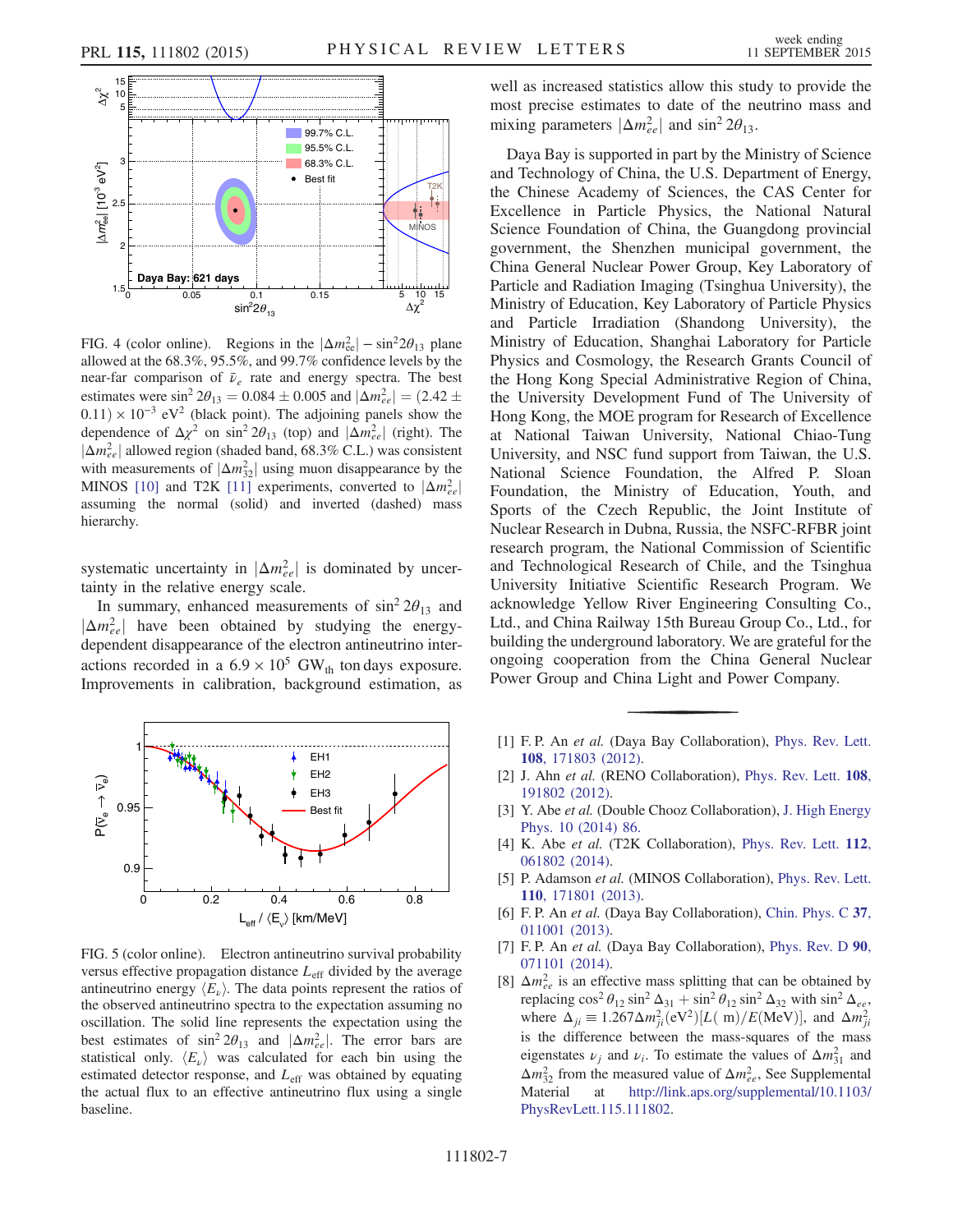FIG. 4 (color online). Regions in the $|\Delta m^2_{ee}| - \sin^2 2\theta_{13}$ plane allowed at the 68.3%, 95.5%, and 99.7% confidence levels by the near-far comparison of $\bar{\nu}_e$ rate and energy spectra. The best estimates were $\sin^2 2\theta_{13} = 0.084 \pm 0.005$ and $|\Delta m^2_{ee}| = (2.42 \pm 0.11) \times 10^{-3}$ eV$^2$ (black point). The adjoining panels show the dependence of $\Delta\chi^2$ on $\sin^2 2\theta_{13}$ (top) and $|\Delta m^2_{ee}|$ (right). The $|\Delta m^2_{ee}|$ allowed region (shaded band, 68.3% C.L.) was consistent with measurements of $|\Delta m^2_{32}|$ using muon disappearance by the MINOS [10] and T2K [11] experiments, converted to $|\Delta m^2_{ee}|$ assuming the normal (solid) and inverted (dashed) mass hierarchy.

systematic uncertainty in $|\Delta m^2_{ee}|$ is dominated by uncertainty in the relative energy scale.

In summary, enhanced measurements of $\sin^2 2\theta_{13}$ and $|\Delta m^2_{ee}|$ have been obtained by studying the energy-dependent disappearance of the electron antineutrino interactions recorded in a $6.9 \times 10^5$ $\mathrm{GW_{th}}$ ton days exposure. Improvements in calibration, background estimation, as well as increased statistics allow this study to provide the most precise estimates to date of the neutrino mass and mixing parameters $|\Delta m^2_{ee}|$ and $\sin^2 2\theta_{13}$.

FIG. 5 (color online). Electron antineutrino survival probability versus effective propagation distance $L_{\rm eff}$ divided by the average antineutrino energy $\langle E_\nu \rangle$. The data points represent the ratios of the observed antineutrino spectra to the expectation assuming no oscillation. The solid line represents the expectation using the best estimates of $\sin^2 2\theta_{13}$ and $|\Delta m^2_{ee}|$. The error bars are statistical only. $\langle E_\nu \rangle$ was calculated for each bin using the estimated detector response, and $L_{\rm eff}$ was obtained by equating the actual flux to an effective antineutrino flux using a single baseline.

Daya Bay is supported in part by the Ministry of Science and Technology of China, the U.S. Department of Energy, the Chinese Academy of Sciences, the CAS Center for Excellence in Particle Physics, the National Natural Science Foundation of China, the Guangdong provincial government, the Shenzhen municipal government, the China General Nuclear Power Group, Key Laboratory of Particle and Radiation Imaging (Tsinghua University), the Ministry of Education, Key Laboratory of Particle Physics and Particle Irradiation (Shandong University), the Ministry of Education, Shanghai Laboratory for Particle Physics and Cosmology, the Research Grants Council of the Hong Kong Special Administrative Region of China, the University Development Fund of The University of Hong Kong, the MOE program for Research of Excellence at National Taiwan University, National Chiao-Tung University, and NSC fund support from Taiwan, the U.S. National Science Foundation, the Alfred P. Sloan Foundation, the Ministry of Education, Youth, and Sports of the Czech Republic, the Joint Institute of Nuclear Research in Dubna, Russia, the NSFC-RFBR joint research program, the National Commission of Scientific and Technological Research of Chile, and the Tsinghua University Initiative Scientific Research Program. We acknowledge Yellow River Engineering Consulting Co., Ltd., and China Railway 15th Bureau Group Co., Ltd., for building the underground laboratory. We are grateful for the ongoing cooperation from the China General Nuclear Power Group and China Light and Power Company.

[1] F. P. An *et al.* (Daya Bay Collaboration), Phys. Rev. Lett. **108**, 171803 (2012).

[2] J. Ahn *et al.* (RENO Collaboration), Phys. Rev. Lett. **108**, 191802 (2012).

[3] Y. Abe *et al.* (Double Chooz Collaboration), J. High Energy Phys. 10 (2014) 86.

[4] K. Abe *et al.* (T2K Collaboration), Phys. Rev. Lett. **112**, 061802 (2014).

[5] P. Adamson *et al.* (MINOS Collaboration), Phys. Rev. Lett. **110**, 171801 (2013).

[6] F. P. An *et al.* (Daya Bay Collaboration), Chin. Phys. C **37**, 011001 (2013).

[7] F. P. An *et al.* (Daya Bay Collaboration), Phys. Rev. D **90**, 071101 (2014).

[8] $\Delta m^2_{ee}$ is an effective mass splitting that can be obtained by replacing $\cos^2\theta_{12}\sin^2\Delta_{31} + \sin^2\theta_{12}\sin^2\Delta_{32}$ with $\sin^2\Delta_{ee}$, where $\Delta_{ji} \equiv 1.267\Delta m^2_{ji}(\mathrm{eV}^2)[L(\mathrm{~m})/E(\mathrm{MeV})]$, and $\Delta m^2_{ji}$ is the difference between the mass-squares of the mass eigenstates $\nu_j$ and $\nu_i$. To estimate the values of $\Delta m^2_{31}$ and $\Delta m^2_{32}$ from the measured value of $\Delta m^2_{ee}$, See Supplemental Material at http://link.aps.org/supplemental/10.1103/PhysRevLett.115.111802.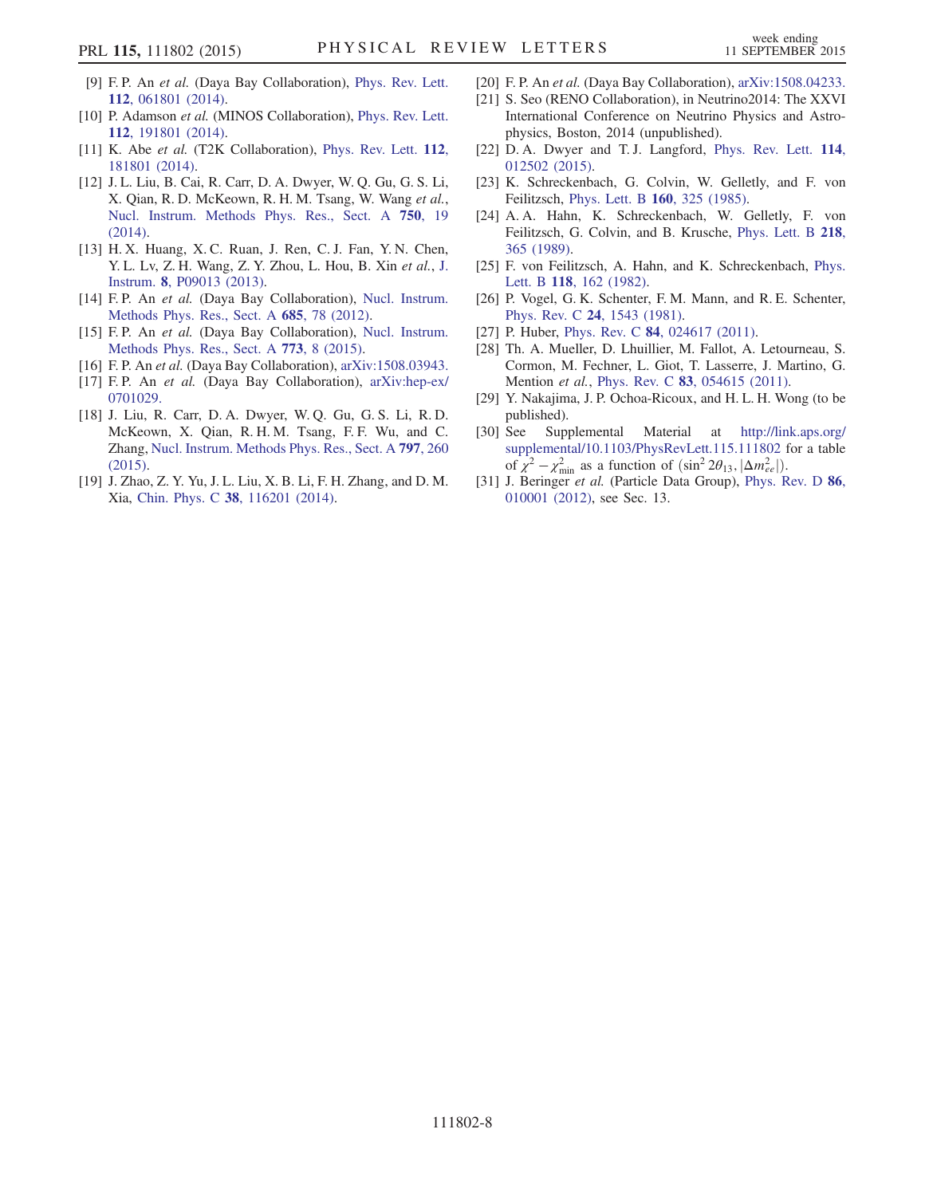[9] F. P. An *et al.* (Daya Bay Collaboration), Phys. Rev. Lett. **112**, 061801 (2014).

[10] P. Adamson *et al.* (MINOS Collaboration), Phys. Rev. Lett. **112**, 191801 (2014).

[11] K. Abe *et al.* (T2K Collaboration), Phys. Rev. Lett. **112**, 181801 (2014).

[12] J. L. Liu, B. Cai, R. Carr, D. A. Dwyer, W. Q. Gu, G. S. Li, X. Qian, R. D. McKeown, R. H. M. Tsang, W. Wang *et al.*, Nucl. Instrum. Methods Phys. Res., Sect. A **750**, 19 (2014).

[13] H. X. Huang, X. C. Ruan, J. Ren, C. J. Fan, Y. N. Chen, Y. L. Lv, Z. H. Wang, Z. Y. Zhou, L. Hou, B. Xin *et al.*, J. Instrum. **8**, P09013 (2013).

[14] F. P. An *et al.* (Daya Bay Collaboration), Nucl. Instrum. Methods Phys. Res., Sect. A **685**, 78 (2012).

[15] F. P. An *et al.* (Daya Bay Collaboration), Nucl. Instrum. Methods Phys. Res., Sect. A **773**, 8 (2015).

[16] F. P. An *et al.* (Daya Bay Collaboration), arXiv:1508.03943.

[17] F. P. An *et al.* (Daya Bay Collaboration), arXiv:hep-ex/0701029.

[18] J. Liu, R. Carr, D. A. Dwyer, W. Q. Gu, G. S. Li, R. D. McKeown, X. Qian, R. H. M. Tsang, F. F. Wu, and C. Zhang, Nucl. Instrum. Methods Phys. Res., Sect. A **797**, 260 (2015).

[19] J. Zhao, Z. Y. Yu, J. L. Liu, X. B. Li, F. H. Zhang, and D. M. Xia, Chin. Phys. C **38**, 116201 (2014).

[20] F. P. An *et al.* (Daya Bay Collaboration), arXiv:1508.04233.

[21] S. Seo (RENO Collaboration), in Neutrino2014: The XXVI International Conference on Neutrino Physics and Astrophysics, Boston, 2014 (unpublished).

[22] D. A. Dwyer and T. J. Langford, Phys. Rev. Lett. **114**, 012502 (2015).

[23] K. Schreckenbach, G. Colvin, W. Gelletly, and F. von Feilitzsch, Phys. Lett. B **160**, 325 (1985).

[24] A. A. Hahn, K. Schreckenbach, W. Gelletly, F. von Feilitzsch, G. Colvin, and B. Krusche, Phys. Lett. B **218**, 365 (1989).

[25] F. von Feilitzsch, A. Hahn, and K. Schreckenbach, Phys. Lett. B **118**, 162 (1982).

[26] P. Vogel, G. K. Schenter, F. M. Mann, and R. E. Schenter, Phys. Rev. C **24**, 1543 (1981).

[27] P. Huber, Phys. Rev. C **84**, 024617 (2011).

[28] Th. A. Mueller, D. Lhuillier, M. Fallot, A. Letourneau, S. Cormon, M. Fechner, L. Giot, T. Lasserre, J. Martino, G. Mention *et al.*, Phys. Rev. C **83**, 054615 (2011).

[29] Y. Nakajima, J. P. Ochoa-Ricoux, and H. L. H. Wong (to be published).

[30] See Supplemental Material at http://link.aps.org/supplemental/10.1103/PhysRevLett.115.111802 for a table of $\chi^2 - \chi^2_{\text{min}}$ as a function of $(\sin^2 2\theta_{13}, |\Delta m^2_{ee}|)$.

[31] J. Beringer *et al.* (Particle Data Group), Phys. Rev. D **86**, 010001 (2012), see Sec. 13.